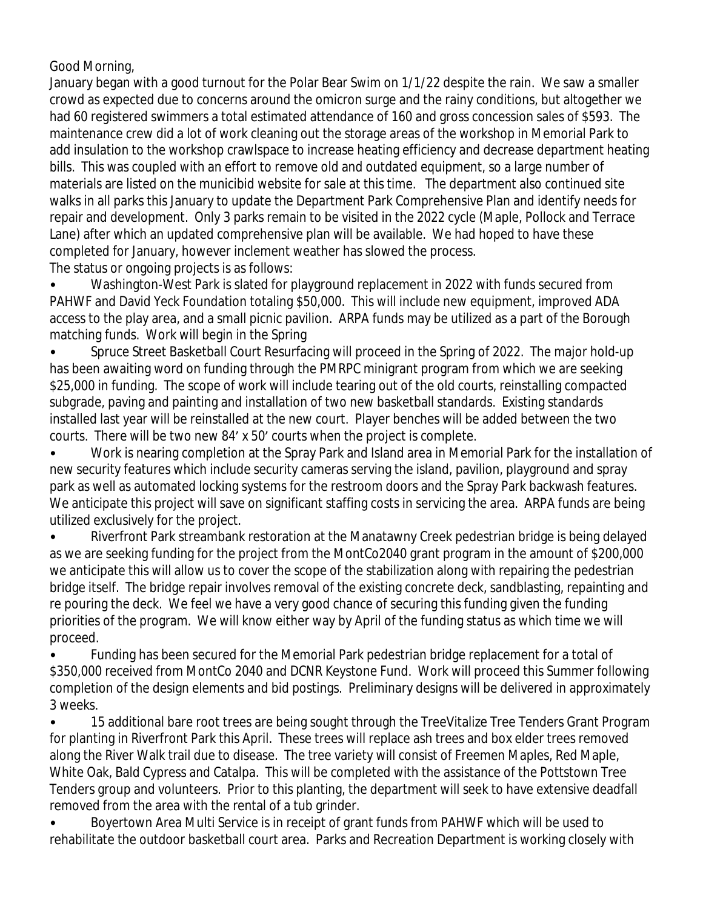Good Morning,

January began with a good turnout for the Polar Bear Swim on 1/1/22 despite the rain. We saw a smaller crowd as expected due to concerns around the omicron surge and the rainy conditions, but altogether we had 60 registered swimmers a total estimated attendance of 160 and gross concession sales of $593. The maintenance crew did a lot of work cleaning out the storage areas of the workshop in Memorial Park to add insulation to the workshop crawlspace to increase heating efficiency and decrease department heating bills. This was coupled with an effort to remove old and outdated equipment, so a large number of materials are listed on the municibid website for sale at this time. The department also continued site walks in all parks this January to update the Department Park Comprehensive Plan and identify needs for repair and development. Only 3 parks remain to be visited in the 2022 cycle (Maple, Pollock and Terrace Lane) after which an updated comprehensive plan will be available. We had hoped to have these completed for January, however inclement weather has slowed the process.

The status or ongoing projects is as follows:

- Washington-West Park is slated for playground replacement in 2022 with funds secured from PAHWF and David Yeck Foundation totaling $50,000. This will include new equipment, improved ADA access to the play area, and a small picnic pavilion. ARPA funds may be utilized as a part of the Borough matching funds. Work will begin in the Spring
- Spruce Street Basketball Court Resurfacing will proceed in the Spring of 2022. The major hold-up has been awaiting word on funding through the PMRPC minigrant program from which we are seeking $25,000 in funding. The scope of work will include tearing out of the old courts, reinstalling compacted subgrade, paving and painting and installation of two new basketball standards. Existing standards installed last year will be reinstalled at the new court. Player benches will be added between the two courts. There will be two new 84' x 50' courts when the project is complete.
- Work is nearing completion at the Spray Park and Island area in Memorial Park for the installation of new security features which include security cameras serving the island, pavilion, playground and spray park as well as automated locking systems for the restroom doors and the Spray Park backwash features. We anticipate this project will save on significant staffing costs in servicing the area. ARPA funds are being utilized exclusively for the project.
- Riverfront Park streambank restoration at the Manatawny Creek pedestrian bridge is being delayed as we are seeking funding for the project from the MontCo2040 grant program in the amount of $200,000 we anticipate this will allow us to cover the scope of the stabilization along with repairing the pedestrian bridge itself. The bridge repair involves removal of the existing concrete deck, sandblasting, repainting and re pouring the deck. We feel we have a very good chance of securing this funding given the funding priorities of the program. We will know either way by April of the funding status as which time we will proceed.
- Funding has been secured for the Memorial Park pedestrian bridge replacement for a total of $350,000 received from MontCo 2040 and DCNR Keystone Fund. Work will proceed this Summer following completion of the design elements and bid postings. Preliminary designs will be delivered in approximately 3 weeks.
- 15 additional bare root trees are being sought through the TreeVitalize Tree Tenders Grant Program for planting in Riverfront Park this April. These trees will replace ash trees and box elder trees removed along the River Walk trail due to disease. The tree variety will consist of Freemen Maples, Red Maple, White Oak, Bald Cypress and Catalpa. This will be completed with the assistance of the Pottstown Tree Tenders group and volunteers. Prior to this planting, the department will seek to have extensive deadfall removed from the area with the rental of a tub grinder.
- Boyertown Area Multi Service is in receipt of grant funds from PAHWF which will be used to rehabilitate the outdoor basketball court area. Parks and Recreation Department is working closely with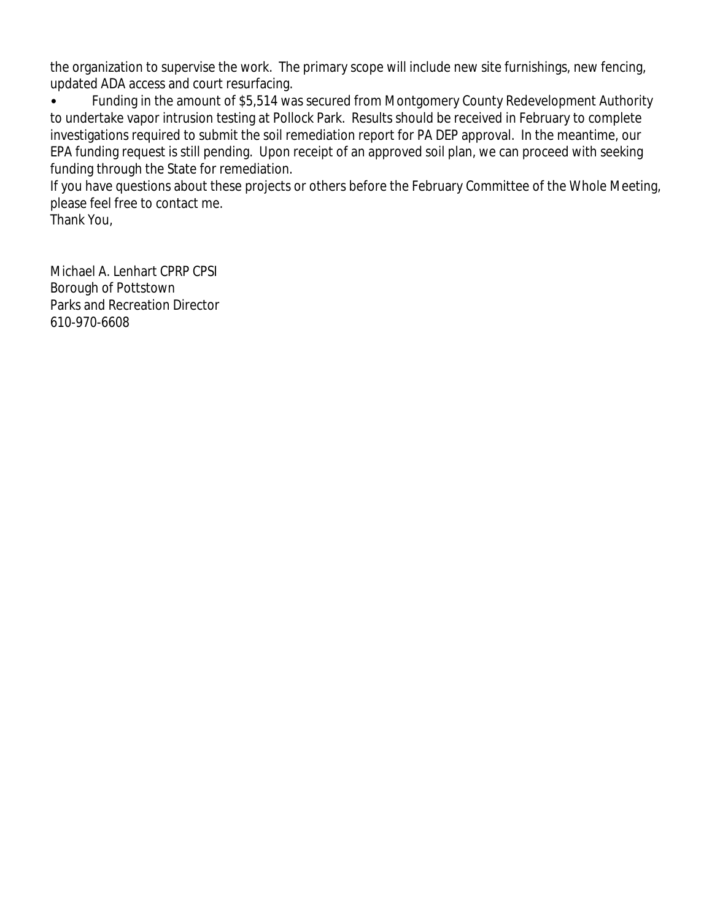the organization to supervise the work. The primary scope will include new site furnishings, new fencing, updated ADA access and court resurfacing.

- Funding in the amount of $5,514 was secured from Montgomery County Redevelopment Authority to undertake vapor intrusion testing at Pollock Park. Results should be received in February to complete investigations required to submit the soil remediation report for PA DEP approval. In the meantime, our EPA funding request is still pending. Upon receipt of an approved soil plan, we can proceed with seeking funding through the State for remediation.

If you have questions about these projects or others before the February Committee of the Whole Meeting, please feel free to contact me.

Thank You,

Michael A. Lenhart CPRP CPSI
Borough of Pottstown
Parks and Recreation Director
610-970-6608